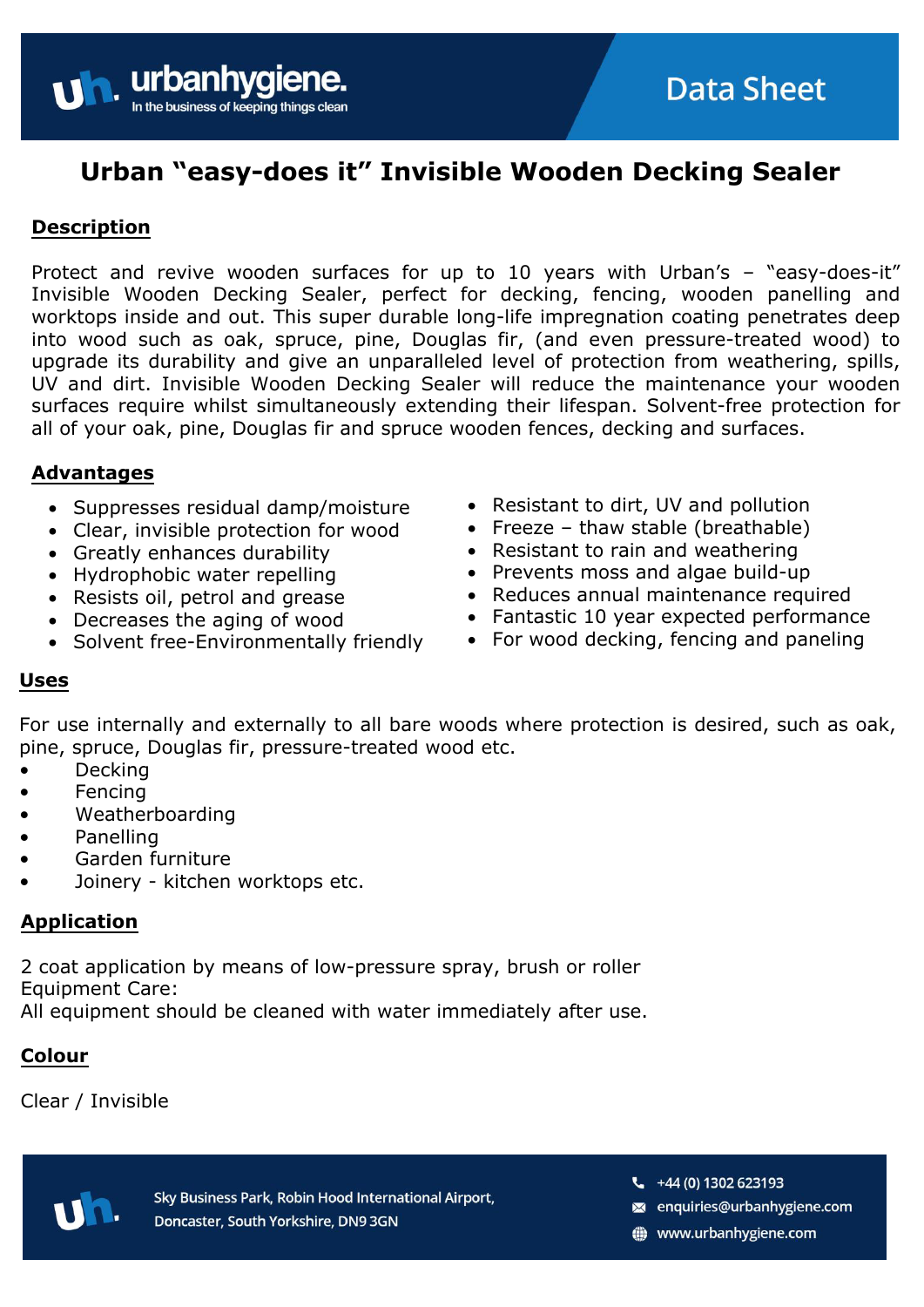# Urban "easy-does it" Invisible Wooden Decking Sealer

## Description

Protect and revive wooden surfaces for up to 10 years with Urban's – "easy-does-it" Invisible Wooden Decking Sealer, perfect for decking, fencing, wooden panelling and worktops inside and out. This super durable long-life impregnation coating penetrates deep into wood such as oak, spruce, pine, Douglas fir, (and even pressure-treated wood) to upgrade its durability and give an unparalleled level of protection from weathering, spills, UV and dirt. Invisible Wooden Decking Sealer will reduce the maintenance your wooden surfaces require whilst simultaneously extending their lifespan. Solvent-free protection for all of your oak, pine, Douglas fir and spruce wooden fences, decking and surfaces.

## Advantages

- Suppresses residual damp/moisture
- Clear, invisible protection for wood
- Greatly enhances durability
- Hydrophobic water repelling
- Resists oil, petrol and grease
- Decreases the aging of wood
- Solvent free-Environmentally friendly
- Resistant to dirt, UV and pollution
- Freeze – thaw stable (breathable)
- Resistant to rain and weathering
- Prevents moss and algae build-up
- Reduces annual maintenance required
- Fantastic 10 year expected performance
- For wood decking, fencing and paneling

## Uses

For use internally and externally to all bare woods where protection is desired, such as oak, pine, spruce, Douglas fir, pressure-treated wood etc.

- Decking
- Fencing
- Weatherboarding
- Panelling
- Garden furniture
- Joinery - kitchen worktops etc.

## Application

2 coat application by means of low-pressure spray, brush or roller
Equipment Care:
All equipment should be cleaned with water immediately after use.

## Colour

Clear / Invisible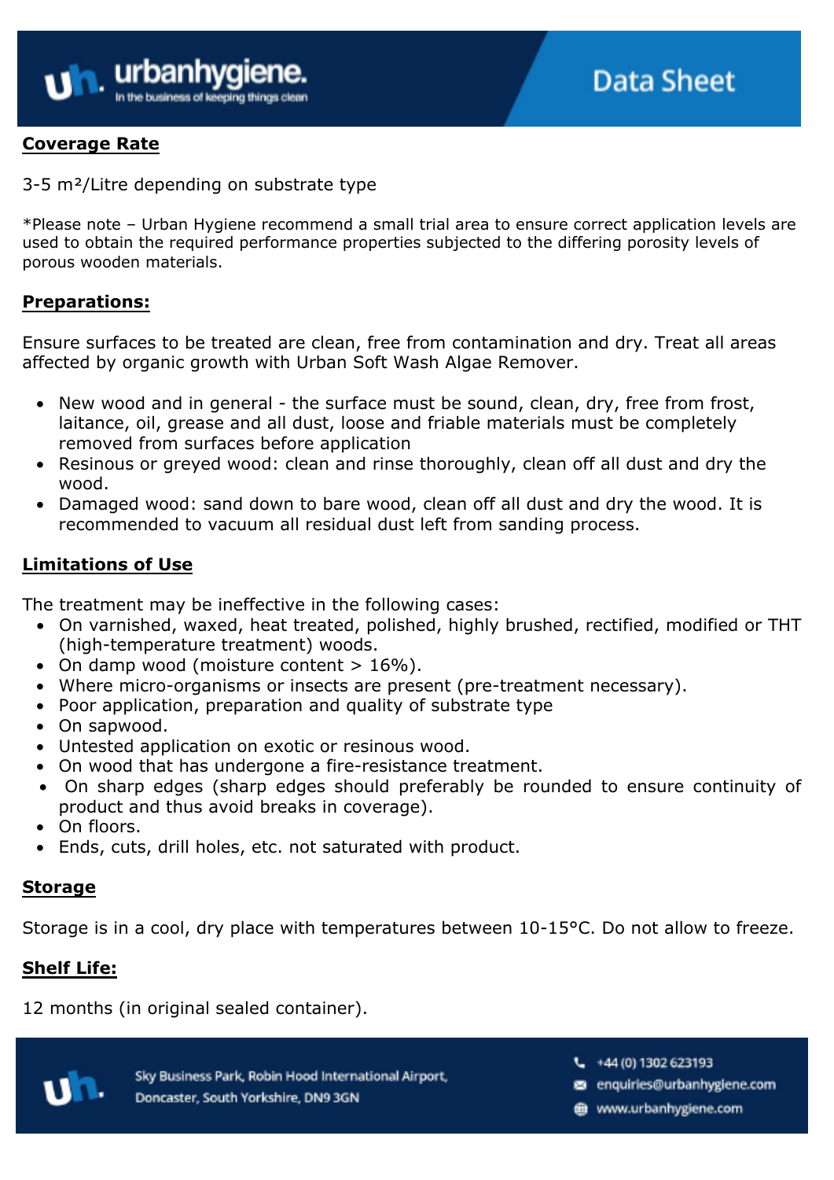## Coverage Rate

3-5 $m^2$/Litre depending on substrate type

*Please note – Urban Hygiene recommend a small trial area to ensure correct application levels are used to obtain the required performance properties subjected to the differing porosity levels of porous wooden materials.

## Preparations:

Ensure surfaces to be treated are clean, free from contamination and dry. Treat all areas affected by organic growth with Urban Soft Wash Algae Remover.

- New wood and in general - the surface must be sound, clean, dry, free from frost, laitance, oil, grease and all dust, loose and friable materials must be completely removed from surfaces before application
- Resinous or greyed wood: clean and rinse thoroughly, clean off all dust and dry the wood.
- Damaged wood: sand down to bare wood, clean off all dust and dry the wood. It is recommended to vacuum all residual dust left from sanding process.

## Limitations of Use

The treatment may be ineffective in the following cases:

- On varnished, waxed, heat treated, polished, highly brushed, rectified, modified or THT (high-temperature treatment) woods.
- On damp wood (moisture content > 16%).
- Where micro-organisms or insects are present (pre-treatment necessary).
- Poor application, preparation and quality of substrate type
- On sapwood.
- Untested application on exotic or resinous wood.
- On wood that has undergone a fire-resistance treatment.
- On sharp edges (sharp edges should preferably be rounded to ensure continuity of product and thus avoid breaks in coverage).
- On floors.
- Ends, cuts, drill holes, etc. not saturated with product.

## Storage

Storage is in a cool, dry place with temperatures between 10-15°C. Do not allow to freeze.

## Shelf Life:

12 months (in original sealed container).